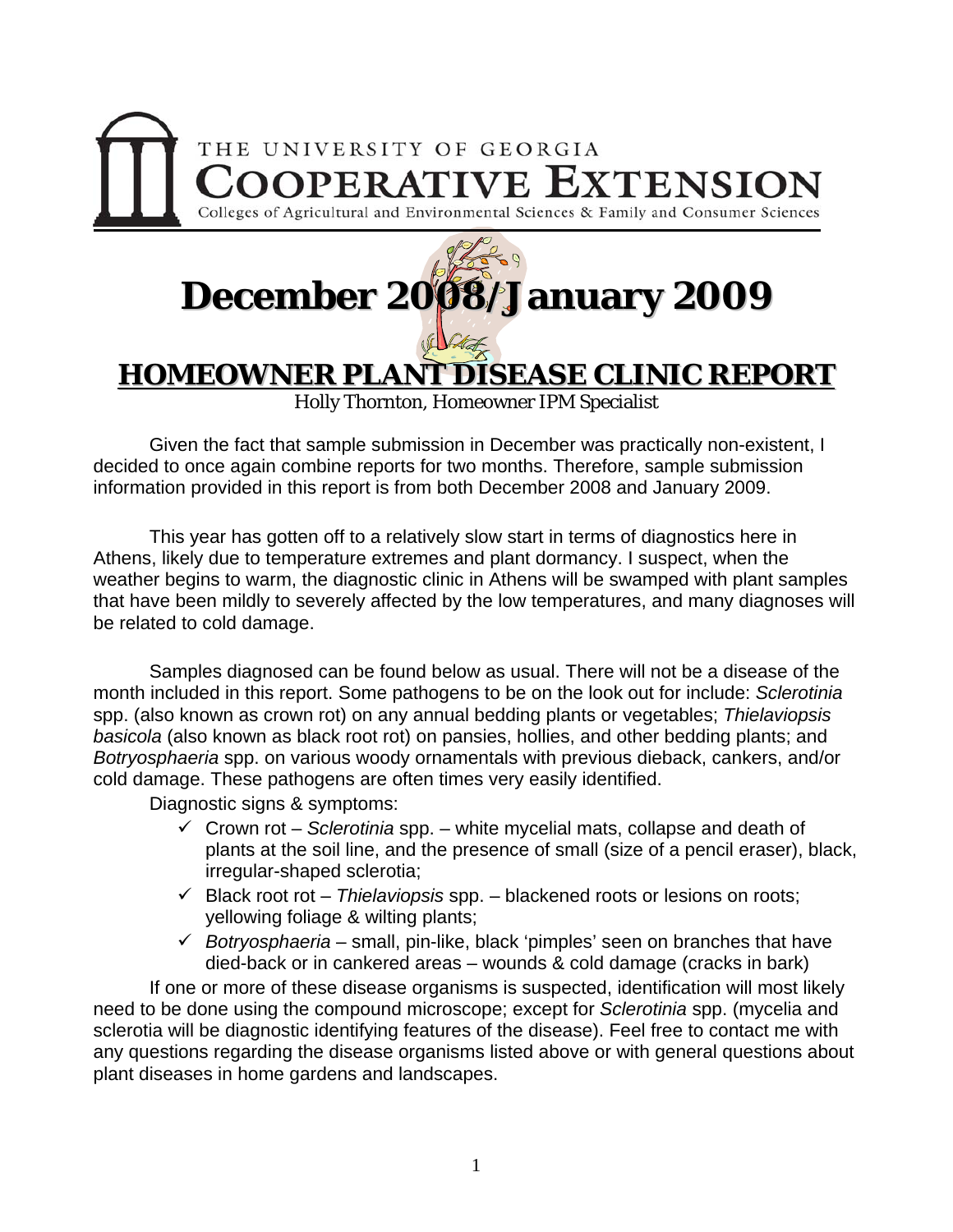THE UNIVERSITY OF GEORGIA
**COOPERATIVE EXTENSION**
Colleges of Agricultural and Environmental Sciences & Family and Consumer Sciences

# December 2008/January 2009

## HOMEOWNER PLANT DISEASE CLINIC REPORT

Holly Thornton, Homeowner IPM Specialist

Given the fact that sample submission in December was practically non-existent, I decided to once again combine reports for two months. Therefore, sample submission information provided in this report is from both December 2008 and January 2009.

This year has gotten off to a relatively slow start in terms of diagnostics here in Athens, likely due to temperature extremes and plant dormancy. I suspect, when the weather begins to warm, the diagnostic clinic in Athens will be swamped with plant samples that have been mildly to severely affected by the low temperatures, and many diagnoses will be related to cold damage.

Samples diagnosed can be found below as usual. There will not be a disease of the month included in this report. Some pathogens to be on the look out for include: *Sclerotinia* spp. (also known as crown rot) on any annual bedding plants or vegetables; *Thielaviopsis basicola* (also known as black root rot) on pansies, hollies, and other bedding plants; and *Botryosphaeria* spp. on various woody ornamentals with previous dieback, cankers, and/or cold damage. These pathogens are often times very easily identified.

Diagnostic signs & symptoms:

- ✓ Crown rot – *Sclerotinia* spp. – white mycelial mats, collapse and death of plants at the soil line, and the presence of small (size of a pencil eraser), black, irregular-shaped sclerotia;
- ✓ Black root rot – *Thielaviopsis* spp. – blackened roots or lesions on roots; yellowing foliage & wilting plants;
- ✓ *Botryosphaeria* – small, pin-like, black 'pimples' seen on branches that have died-back or in cankered areas – wounds & cold damage (cracks in bark)

If one or more of these disease organisms is suspected, identification will most likely need to be done using the compound microscope; except for *Sclerotinia* spp. (mycelia and sclerotia will be diagnostic identifying features of the disease). Feel free to contact me with any questions regarding the disease organisms listed above or with general questions about plant diseases in home gardens and landscapes.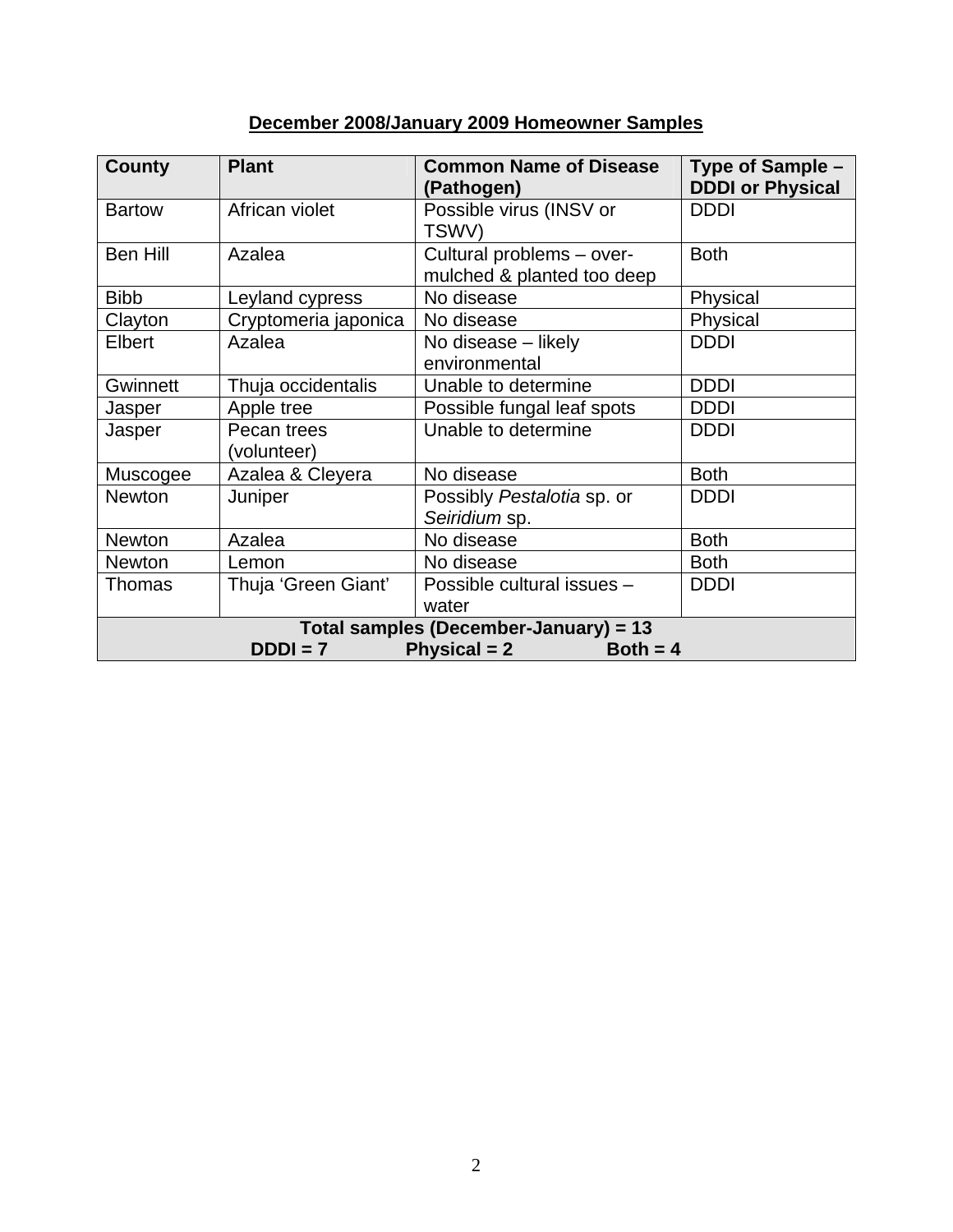**December 2008/January 2009 Homeowner Samples**

| County | Plant | Common Name of Disease (Pathogen) | Type of Sample – DDDI or Physical |
|---|---|---|---|
| Bartow | African violet | Possible virus (INSV or TSWV) | DDDI |
| Ben Hill | Azalea | Cultural problems – over-mulched & planted too deep | Both |
| Bibb | Leyland cypress | No disease | Physical |
| Clayton | Cryptomeria japonica | No disease | Physical |
| Elbert | Azalea | No disease – likely environmental | DDDI |
| Gwinnett | Thuja occidentalis | Unable to determine | DDDI |
| Jasper | Apple tree | Possible fungal leaf spots | DDDI |
| Jasper | Pecan trees (volunteer) | Unable to determine | DDDI |
| Muscogee | Azalea & Cleyera | No disease | Both |
| Newton | Juniper | Possibly *Pestalotia* sp. or *Seiridium* sp. | DDDI |
| Newton | Azalea | No disease | Both |
| Newton | Lemon | No disease | Both |
| Thomas | Thuja 'Green Giant' | Possible cultural issues – water | DDDI |
| **Total samples (December-January) = 13** **DDDI = 7 Physical = 2 Both = 4** | | | |